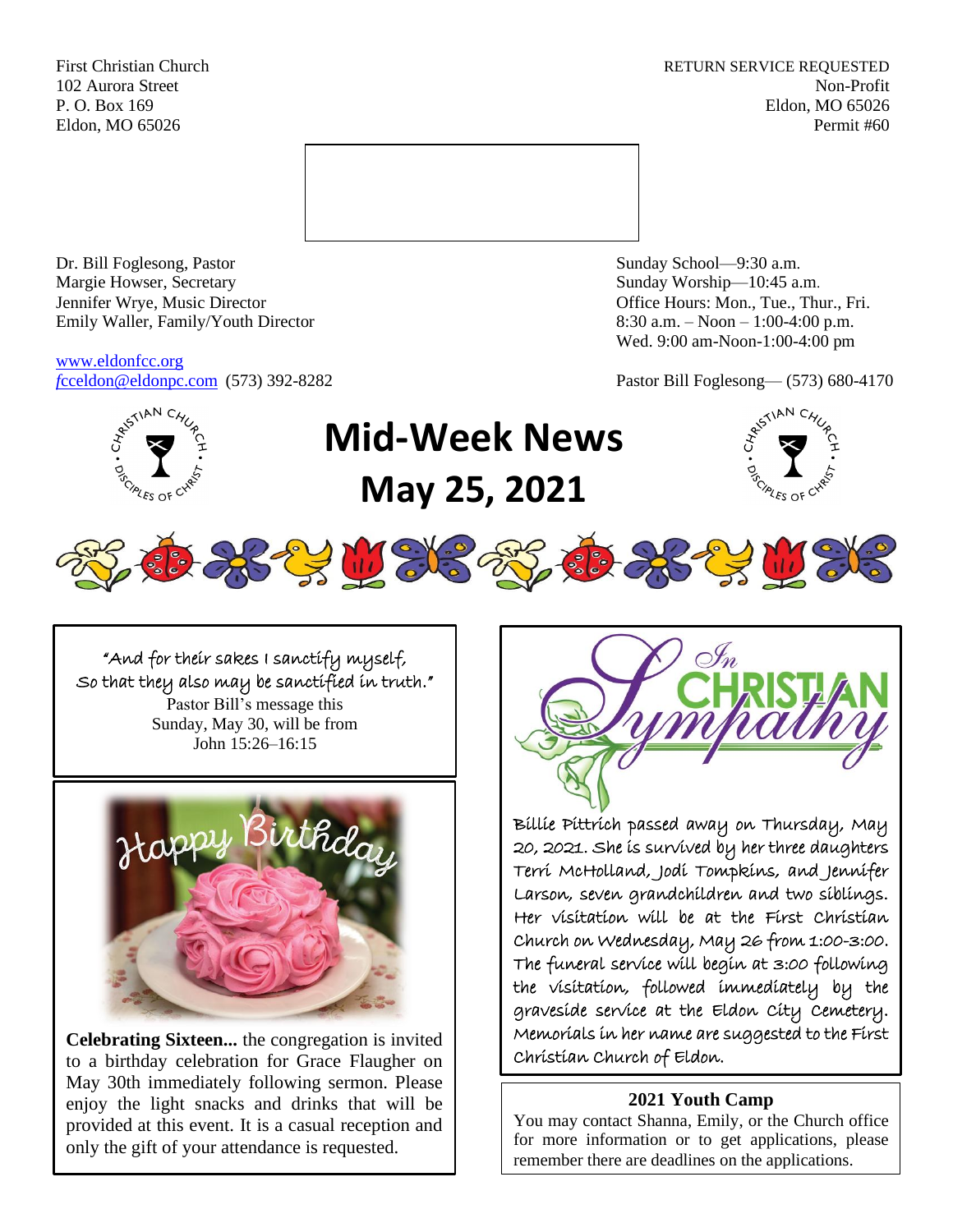First Christian Church
102 Aurora Street
P. O. Box 169
Eldon, MO 65026

RETURN SERVICE REQUESTED
Non-Profit
Eldon, MO 65026
Permit #60

Dr. Bill Foglesong, Pastor
Margie Howser, Secretary
Jennifer Wrye, Music Director
Emily Waller, Family/Youth Director

www.eldonfcc.org
fcceldon@eldonpc.com (573) 392-8282

Sunday School—9:30 a.m.
Sunday Worship—10:45 a.m.
Office Hours: Mon., Tue., Thur., Fri.
8:30 a.m. – Noon – 1:00-4:00 p.m.
Wed. 9:00 am-Noon-1:00-4:00 pm

Pastor Bill Foglesong— (573) 680-4170

# Mid-Week News
# May 25, 2021

"And for their sakes I sanctify myself,
So that they also may be sanctified in truth."
Pastor Bill's message this
Sunday, May 30, will be from
John 15:26–16:15

Happy Birthday

**Celebrating Sixteen...** the congregation is invited to a birthday celebration for Grace Flaugher on May 30th immediately following sermon. Please enjoy the light snacks and drinks that will be provided at this event. It is a casual reception and only the gift of your attendance is requested.

In Christian Sympathy

Billie Pittrich passed away on Thursday, May 20, 2021. She is survived by her three daughters Terri McHolland, Jodi Tompkins, and Jennifer Larson, seven grandchildren and two siblings. Her visitation will be at the First Christian Church on Wednesday, May 26 from 1:00-3:00. The funeral service will begin at 3:00 following the visitation, followed immediately by the graveside service at the Eldon City Cemetery. Memorials in her name are suggested to the First Christian Church of Eldon.

**2021 Youth Camp**

You may contact Shanna, Emily, or the Church office for more information or to get applications, please remember there are deadlines on the applications.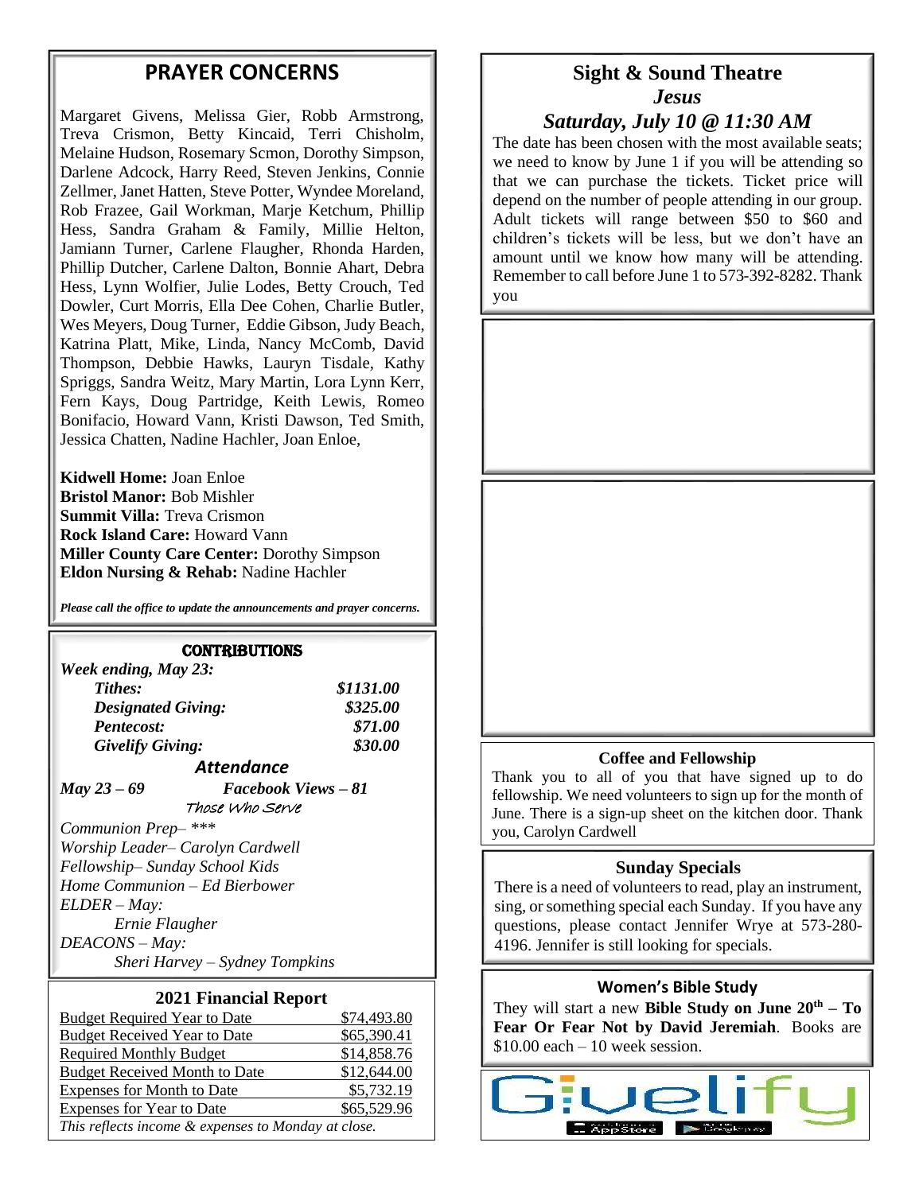## PRAYER CONCERNS

Margaret Givens, Melissa Gier, Robb Armstrong, Treva Crismon, Betty Kincaid, Terri Chisholm, Melaine Hudson, Rosemary Scmon, Dorothy Simpson, Darlene Adcock, Harry Reed, Steven Jenkins, Connie Zellmer, Janet Hatten, Steve Potter, Wyndee Moreland, Rob Frazee, Gail Workman, Marje Ketchum, Phillip Hess, Sandra Graham & Family, Millie Helton, Jamiann Turner, Carlene Flaugher, Rhonda Harden, Phillip Dutcher, Carlene Dalton, Bonnie Ahart, Debra Hess, Lynn Wolfier, Julie Lodes, Betty Crouch, Ted Dowler, Curt Morris, Ella Dee Cohen, Charlie Butler, Wes Meyers, Doug Turner, Eddie Gibson, Judy Beach, Katrina Platt, Mike, Linda, Nancy McComb, David Thompson, Debbie Hawks, Lauryn Tisdale, Kathy Spriggs, Sandra Weitz, Mary Martin, Lora Lynn Kerr, Fern Kays, Doug Partridge, Keith Lewis, Romeo Bonifacio, Howard Vann, Kristi Dawson, Ted Smith, Jessica Chatten, Nadine Hachler, Joan Enloe,

**Kidwell Home:** Joan Enloe
**Bristol Manor:** Bob Mishler
**Summit Villa:** Treva Crismon
**Rock Island Care:** Howard Vann
**Miller County Care Center:** Dorothy Simpson
**Eldon Nursing & Rehab:** Nadine Hachler

***Please call the office to update the announcements and prayer concerns.***

## CONTRIBUTIONS

***Week ending, May 23:***

| | |
|---|---|
| ***Tithes:*** | ***$1131.00*** |
| ***Designated Giving:*** | ***$325.00*** |
| ***Pentecost:*** | ***$71.00*** |
| ***Givelify Giving:*** | ***$30.00*** |

### *Attendance*

***May 23 – 69*** ***Facebook Views – 81***

*Those Who Serve*

*Communion Prep– \*\*\**
*Worship Leader– Carolyn Cardwell*
*Fellowship– Sunday School Kids*
*Home Communion – Ed Bierbower*
*ELDER – May:*
*Ernie Flaugher*
*DEACONS – May:*
*Sheri Harvey – Sydney Tompkins*

## 2021 Financial Report

| | |
|---|---|
| Budget Required Year to Date | $74,493.80 |
| Budget Received Year to Date | $65,390.41 |
| Required Monthly Budget | $14,858.76 |
| Budget Received Month to Date | $12,644.00 |
| Expenses for Month to Date | $5,732.19 |
| Expenses for Year to Date | $65,529.96 |

*This reflects income & expenses to Monday at close.*

## Sight & Sound Theatre
## *Jesus*
## *Saturday, July 10 @ 11:30 AM*

The date has been chosen with the most available seats; we need to know by June 1 if you will be attending so that we can purchase the tickets. Ticket price will depend on the number of people attending in our group. Adult tickets will range between $50 to $60 and children's tickets will be less, but we don't have an amount until we know how many will be attending. Remember to call before June 1 to 573-392-8282. Thank you

### Coffee and Fellowship

Thank you to all of you that have signed up to do fellowship. We need volunteers to sign up for the month of June. There is a sign-up sheet on the kitchen door. Thank you, Carolyn Cardwell

### Sunday Specials

There is a need of volunteers to read, play an instrument, sing, or something special each Sunday. If you have any questions, please contact Jennifer Wrye at 573-280-4196. Jennifer is still looking for specials.

### Women's Bible Study

They will start a new **Bible Study on June 20th – To Fear Or Fear Not by David Jeremiah**. Books are $10.00 each – 10 week session.

Givelify